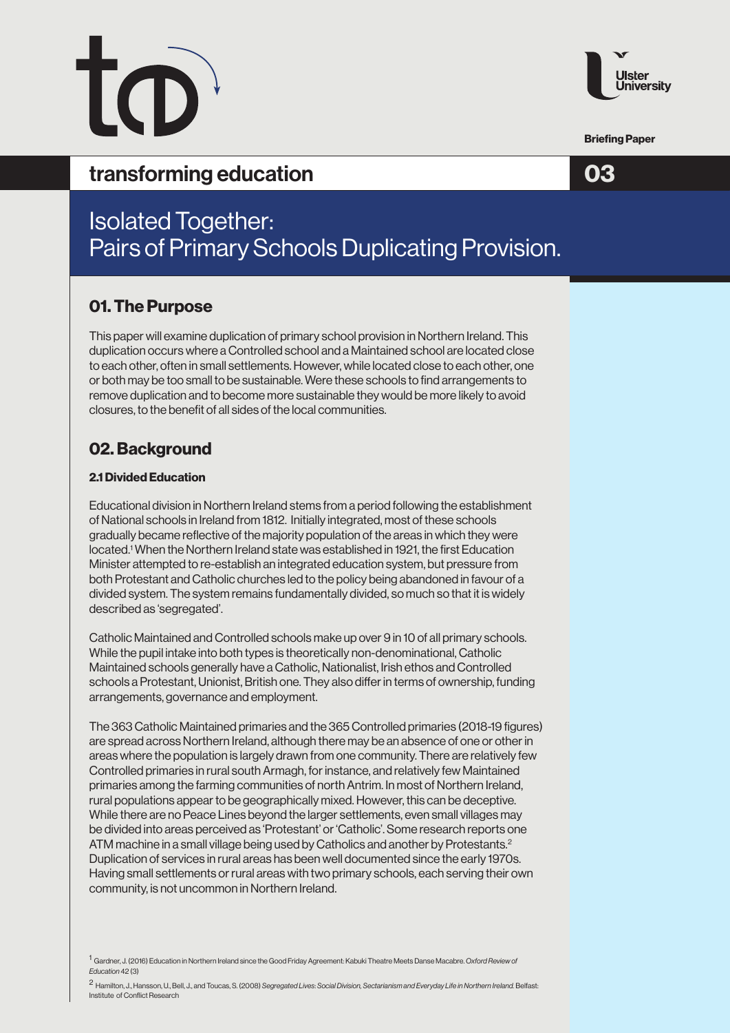transforming education

Briefing Paper

03

# Isolated Together: Pairs of Primary Schools Duplicating Provision.

## 01. The Purpose

This paper will examine duplication of primary school provision in Northern Ireland. This duplication occurs where a Controlled school and a Maintained school are located close to each other, often in small settlements. However, while located close to each other, one or both may be too small to be sustainable. Were these schools to find arrangements to remove duplication and to become more sustainable they would be more likely to avoid closures, to the benefit of all sides of the local communities.

## 02. Background

### 2.1 Divided Education

Educational division in Northern Ireland stems from a period following the establishment of National schools in Ireland from 1812. Initially integrated, most of these schools gradually became reflective of the majority population of the areas in which they were located.[1] When the Northern Ireland state was established in 1921, the first Education Minister attempted to re-establish an integrated education system, but pressure from both Protestant and Catholic churches led to the policy being abandoned in favour of a divided system. The system remains fundamentally divided, so much so that it is widely described as 'segregated'.

Catholic Maintained and Controlled schools make up over 9 in 10 of all primary schools. While the pupil intake into both types is theoretically non-denominational, Catholic Maintained schools generally have a Catholic, Nationalist, Irish ethos and Controlled schools a Protestant, Unionist, British one. They also differ in terms of ownership, funding arrangements, governance and employment.

The 363 Catholic Maintained primaries and the 365 Controlled primaries (2018-19 figures) are spread across Northern Ireland, although there may be an absence of one or other in areas where the population is largely drawn from one community. There are relatively few Controlled primaries in rural south Armagh, for instance, and relatively few Maintained primaries among the farming communities of north Antrim. In most of Northern Ireland, rural populations appear to be geographically mixed. However, this can be deceptive. While there are no Peace Lines beyond the larger settlements, even small villages may be divided into areas perceived as 'Protestant' or 'Catholic'. Some research reports one ATM machine in a small village being used by Catholics and another by Protestants.[2] Duplication of services in rural areas has been well documented since the early 1970s. Having small settlements or rural areas with two primary schools, each serving their own community, is not uncommon in Northern Ireland.

[1] Gardner, J. (2016) Education in Northern Ireland since the Good Friday Agreement: Kabuki Theatre Meets Danse Macabre. *Oxford Review of Education* 42 (3)

[2] Hamilton, J., Hansson, U., Bell, J., and Toucas, S. (2008) *Segregated Lives: Social Division, Sectarianism and Everyday Life in Northern Ireland.* Belfast: Institute of Conflict Research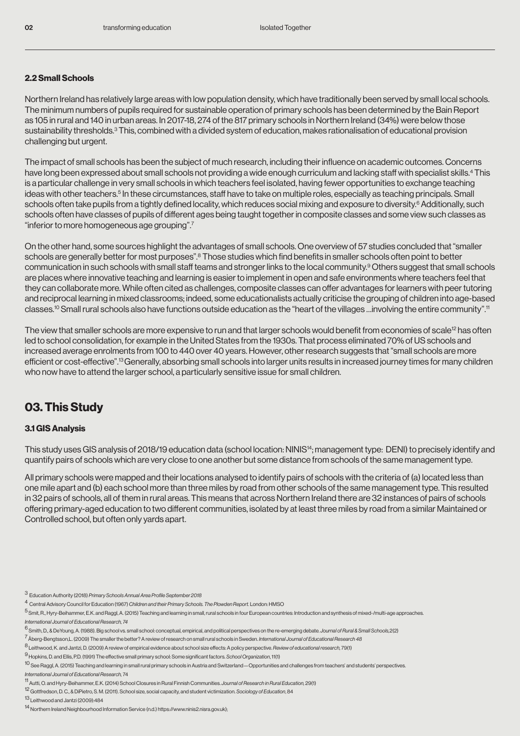### 2.2 Small Schools

Northern Ireland has relatively large areas with low population density, which have traditionally been served by small local schools. The minimum numbers of pupils required for sustainable operation of primary schools has been determined by the Bain Report as 105 in rural and 140 in urban areas. In 2017-18, 274 of the 817 primary schools in Northern Ireland (34%) were below those sustainability thresholds.[3] This, combined with a divided system of education, makes rationalisation of educational provision challenging but urgent.

The impact of small schools has been the subject of much research, including their influence on academic outcomes. Concerns have long been expressed about small schools not providing a wide enough curriculum and lacking staff with specialist skills.[4] This is a particular challenge in very small schools in which teachers feel isolated, having fewer opportunities to exchange teaching ideas with other teachers.[5] In these circumstances, staff have to take on multiple roles, especially as teaching principals. Small schools often take pupils from a tightly defined locality, which reduces social mixing and exposure to diversity.[6] Additionally, such schools often have classes of pupils of different ages being taught together in composite classes and some view such classes as "inferior to more homogeneous age grouping".[7]

On the other hand, some sources highlight the advantages of small schools. One overview of 57 studies concluded that "smaller schools are generally better for most purposes".[8] Those studies which find benefits in smaller schools often point to better communication in such schools with small staff teams and stronger links to the local community.[9] Others suggest that small schools are places where innovative teaching and learning is easier to implement in open and safe environments where teachers feel that they can collaborate more. While often cited as challenges, composite classes can offer advantages for learners with peer tutoring and reciprocal learning in mixed classrooms; indeed, some educationalists actually criticise the grouping of children into age-based classes.[10] Small rural schools also have functions outside education as the "heart of the villages ...involving the entire community".[11]

The view that smaller schools are more expensive to run and that larger schools would benefit from economies of scale[12] has often led to school consolidation, for example in the United States from the 1930s. That process eliminated 70% of US schools and increased average enrolments from 100 to 440 over 40 years. However, other research suggests that "small schools are more efficient or cost-effective".[13] Generally, absorbing small schools into larger units results in increased journey times for many children who now have to attend the larger school, a particularly sensitive issue for small children.

## 03. This Study

### 3.1 GIS Analysis

This study uses GIS analysis of 2018/19 education data (school location: NINIS[14]; management type: DENI) to precisely identify and quantify pairs of schools which are very close to one another but some distance from schools of the same management type.

All primary schools were mapped and their locations analysed to identify pairs of schools with the criteria of (a) located less than one mile apart and (b) each school more than three miles by road from other schools of the same management type. This resulted in 32 pairs of schools, all of them in rural areas. This means that across Northern Ireland there are 32 instances of pairs of schools offering primary-aged education to two different communities, isolated by at least three miles by road from a similar Maintained or Controlled school, but often only yards apart.

[3] Education Authority (2018) *Primary Schools Annual Area Profile September 2018*

[4] Central Advisory Council for Education (1967) *Children and their Primary Schools. The Plowden Report.* London: HMSO

[5] Smit, R., Hyry-Beihammer, E.K. and Raggl, A. (2015) Teaching and learning in small, rural schools in four European countries: Introduction and synthesis of mixed-/multi-age approaches. *International Journal of Educational Research, 74*

[6] Smith, D., & DeYoung, A. (1988). Big school vs. small school: conceptual, empirical, and political perspectives on the re-emerging debate. *Journal of Rural & Small Schools,2*(2)

[7] Åberg-Bengtsson,L. (2009) The smaller the better? A review of research on small rural schools in Sweden. *International Journal of Educational Research 48*

[8] Leithwood, K. and Jantzi, D. (2009) A review of empirical evidence about school size effects: A policy perspective. *Review of educational research*, 79(1)

[9] Hopkins, D. and Ellis, P.D. (1991) The effective small primary school: Some significant factors. *School Organization*, 11(1)

[10] See Raggl, A. (2015) Teaching and learning in small rural primary schools in Austria and Switzerland—Opportunities and challenges from teachers' and students' perspectives. *International Journal of Educational Research*, 74

[11] Autti, O. and Hyry-Beihammer, E.K. (2014) School Closures in Rural Finnish Communities. *Journal of Research in Rural Education*, 29(1)

[12] Gottfredson, D. C., & DiPietro, S. M. (2011). School size, social capacity, and student victimization. *Sociology of Education*, 84

[13] Leithwood and Jantzi (2009):484

[14] Northern Ireland Neighbourhood Information Service (n.d.) https://www.ninis2.nisra.gov.uk);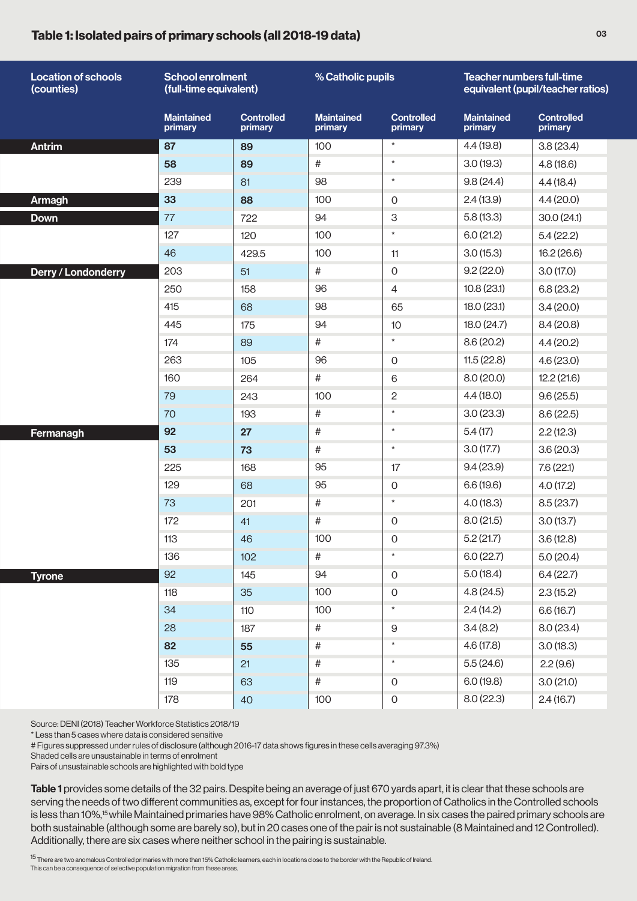## Table 1: Isolated pairs of primary schools (all 2018-19 data)

| Location of schools (counties) | School enrolment (full-time equivalent) | | % Catholic pupils | | Teacher numbers full-time equivalent (pupil/teacher ratios) | |
|---|---|---|---|---|---|---|
| | Maintained primary | Controlled primary | Maintained primary | Controlled primary | Maintained primary | Controlled primary |
| Antrim | **87** | **89** | 100 | * | 4.4 (19.8) | 3.8 (23.4) |
| | **58** | **89** | # | * | 3.0 (19.3) | 4.8 (18.6) |
| | 239 | 81 | 98 | * | 9.8 (24.4) | 4.4 (18.4) |
| Armagh | **33** | **88** | 100 | 0 | 2.4 (13.9) | 4.4 (20.0) |
| Down | 77 | 722 | 94 | 3 | 5.8 (13.3) | 30.0 (24.1) |
| | 127 | 120 | 100 | * | 6.0 (21.2) | 5.4 (22.2) |
| | 46 | 429.5 | 100 | 11 | 3.0 (15.3) | 16.2 (26.6) |
| Derry / Londonderry | 203 | 51 | # | 0 | 9.2 (22.0) | 3.0 (17.0) |
| | 250 | 158 | 96 | 4 | 10.8 (23.1) | 6.8 (23.2) |
| | 415 | 68 | 98 | 65 | 18.0 (23.1) | 3.4 (20.0) |
| | 445 | 175 | 94 | 10 | 18.0 (24.7) | 8.4 (20.8) |
| | 174 | 89 | # | * | 8.6 (20.2) | 4.4 (20.2) |
| | 263 | 105 | 96 | 0 | 11.5 (22.8) | 4.6 (23.0) |
| | 160 | 264 | # | 6 | 8.0 (20.0) | 12.2 (21.6) |
| | 79 | 243 | 100 | 2 | 4.4 (18.0) | 9.6 (25.5) |
| | 70 | 193 | # | * | 3.0 (23.3) | 8.6 (22.5) |
| Fermanagh | **92** | **27** | # | * | 5.4 (17) | 2.2 (12.3) |
| | **53** | **73** | # | * | 3.0 (17.7) | 3.6 (20.3) |
| | 225 | 168 | 95 | 17 | 9.4 (23.9) | 7.6 (22.1) |
| | 129 | 68 | 95 | 0 | 6.6 (19.6) | 4.0 (17.2) |
| | 73 | 201 | # | * | 4.0 (18.3) | 8.5 (23.7) |
| | 172 | 41 | # | 0 | 8.0 (21.5) | 3.0 (13.7) |
| | 113 | 46 | 100 | 0 | 5.2 (21.7) | 3.6 (12.8) |
| | 136 | 102 | # | * | 6.0 (22.7) | 5.0 (20.4) |
| Tyrone | 92 | 145 | 94 | 0 | 5.0 (18.4) | 6.4 (22.7) |
| | 118 | 35 | 100 | 0 | 4.8 (24.5) | 2.3 (15.2) |
| | 34 | 110 | 100 | * | 2.4 (14.2) | 6.6 (16.7) |
| | 28 | 187 | # | 9 | 3.4 (8.2) | 8.0 (23.4) |
| | **82** | **55** | # | * | 4.6 (17.8) | 3.0 (18.3) |
| | 135 | 21 | # | * | 5.5 (24.6) | 2.2 (9.6) |
| | 119 | 63 | # | 0 | 6.0 (19.8) | 3.0 (21.0) |
| | 178 | 40 | 100 | 0 | 8.0 (22.3) | 2.4 (16.7) |

Source: DENI (2018) Teacher Workforce Statistics 2018/19
* Less than 5 cases where data is considered sensitive
# Figures suppressed under rules of disclosure (although 2016-17 data shows figures in these cells averaging 97.3%)
Shaded cells are unsustainable in terms of enrolment
Pairs of unsustainable schools are highlighted with bold type

**Table 1** provides some details of the 32 pairs. Despite being an average of just 670 yards apart, it is clear that these schools are serving the needs of two different communities as, except for four instances, the proportion of Catholics in the Controlled schools is less than 10%,[15] while Maintained primaries have 98% Catholic enrolment, on average. In six cases the paired primary schools are both sustainable (although some are barely so), but in 20 cases one of the pair is not sustainable (8 Maintained and 12 Controlled). Additionally, there are six cases where neither school in the pairing is sustainable.

[15] There are two anomalous Controlled primaries with more than 15% Catholic learners, each in locations close to the border with the Republic of Ireland. This can be a consequence of selective population migration from these areas.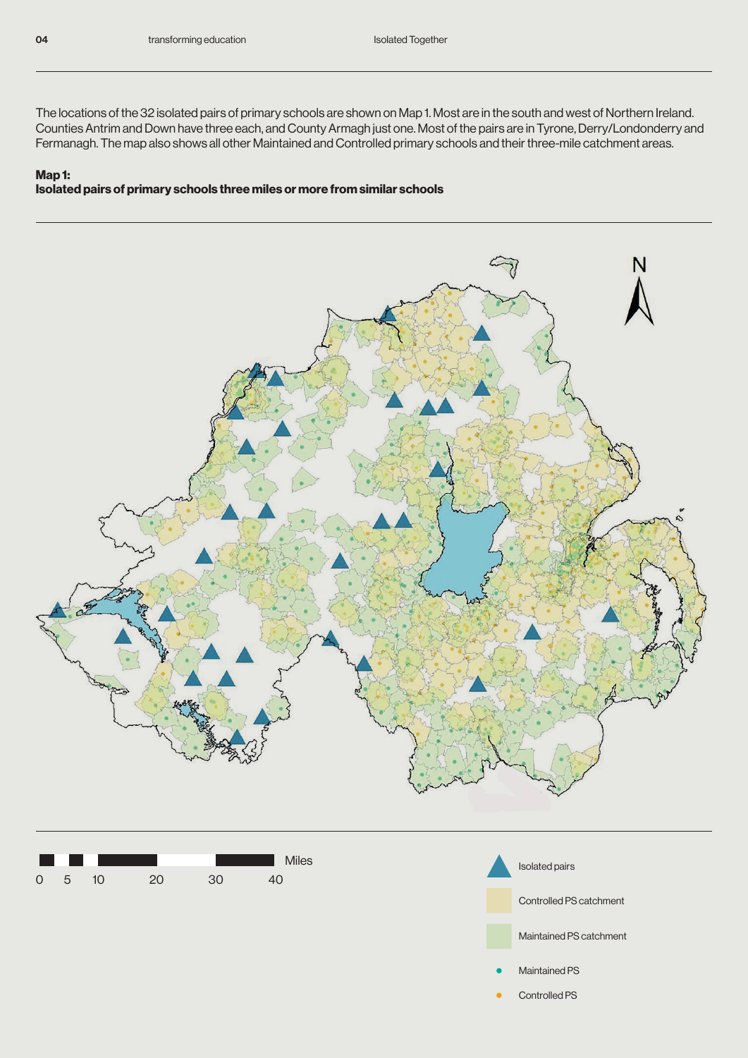The locations of the 32 isolated pairs of primary schools are shown on Map 1. Most are in the south and west of Northern Ireland. Counties Antrim and Down have three each, and County Armagh just one. Most of the pairs are in Tyrone, Derry/Londonderry and Fermanagh. The map also shows all other Maintained and Controlled primary schools and their three-mile catchment areas.

**Map 1:**
**Isolated pairs of primary schools three miles or more from similar schools**

Miles: 0 5 10 20 30 40

Isolated pairs

Controlled PS catchment

Maintained PS catchment

Maintained PS

Controlled PS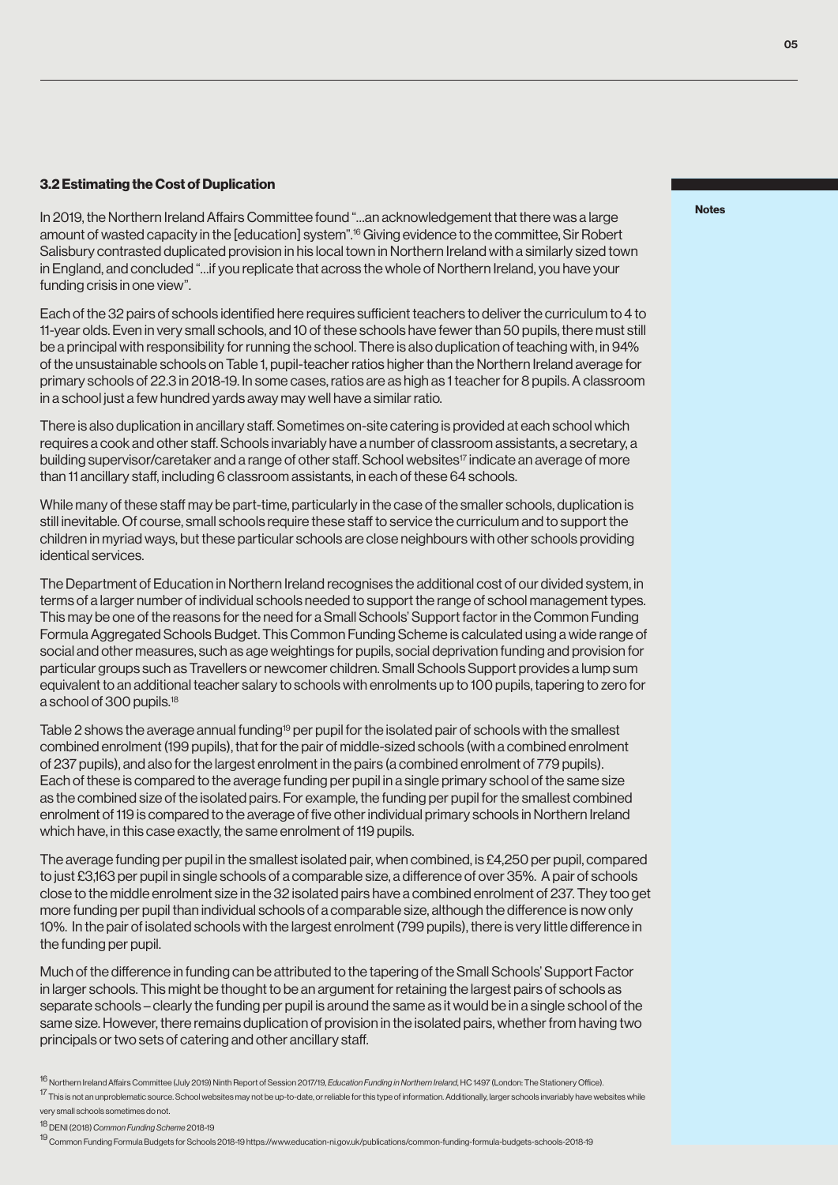### 3.2 Estimating the Cost of Duplication

In 2019, the Northern Ireland Affairs Committee found "...an acknowledgement that there was a large amount of wasted capacity in the [education] system".[16] Giving evidence to the committee, Sir Robert Salisbury contrasted duplicated provision in his local town in Northern Ireland with a similarly sized town in England, and concluded "...if you replicate that across the whole of Northern Ireland, you have your funding crisis in one view".

Each of the 32 pairs of schools identified here requires sufficient teachers to deliver the curriculum to 4 to 11-year olds. Even in very small schools, and 10 of these schools have fewer than 50 pupils, there must still be a principal with responsibility for running the school. There is also duplication of teaching with, in 94% of the unsustainable schools on Table 1, pupil-teacher ratios higher than the Northern Ireland average for primary schools of 22.3 in 2018-19. In some cases, ratios are as high as 1 teacher for 8 pupils. A classroom in a school just a few hundred yards away may well have a similar ratio.

There is also duplication in ancillary staff. Sometimes on-site catering is provided at each school which requires a cook and other staff. Schools invariably have a number of classroom assistants, a secretary, a building supervisor/caretaker and a range of other staff. School websites[17] indicate an average of more than 11 ancillary staff, including 6 classroom assistants, in each of these 64 schools.

While many of these staff may be part-time, particularly in the case of the smaller schools, duplication is still inevitable. Of course, small schools require these staff to service the curriculum and to support the children in myriad ways, but these particular schools are close neighbours with other schools providing identical services.

The Department of Education in Northern Ireland recognises the additional cost of our divided system, in terms of a larger number of individual schools needed to support the range of school management types. This may be one of the reasons for the need for a Small Schools' Support factor in the Common Funding Formula Aggregated Schools Budget. This Common Funding Scheme is calculated using a wide range of social and other measures, such as age weightings for pupils, social deprivation funding and provision for particular groups such as Travellers or newcomer children. Small Schools Support provides a lump sum equivalent to an additional teacher salary to schools with enrolments up to 100 pupils, tapering to zero for a school of 300 pupils.[18]

Table 2 shows the average annual funding[19] per pupil for the isolated pair of schools with the smallest combined enrolment (199 pupils), that for the pair of middle-sized schools (with a combined enrolment of 237 pupils), and also for the largest enrolment in the pairs (a combined enrolment of 779 pupils). Each of these is compared to the average funding per pupil in a single primary school of the same size as the combined size of the isolated pairs. For example, the funding per pupil for the smallest combined enrolment of 119 is compared to the average of five other individual primary schools in Northern Ireland which have, in this case exactly, the same enrolment of 119 pupils.

The average funding per pupil in the smallest isolated pair, when combined, is £4,250 per pupil, compared to just £3,163 per pupil in single schools of a comparable size, a difference of over 35%. A pair of schools close to the middle enrolment size in the 32 isolated pairs have a combined enrolment of 237. They too get more funding per pupil than individual schools of a comparable size, although the difference is now only 10%. In the pair of isolated schools with the largest enrolment (799 pupils), there is very little difference in the funding per pupil.

Much of the difference in funding can be attributed to the tapering of the Small Schools' Support Factor in larger schools. This might be thought to be an argument for retaining the largest pairs of schools as separate schools – clearly the funding per pupil is around the same as it would be in a single school of the same size. However, there remains duplication of provision in the isolated pairs, whether from having two principals or two sets of catering and other ancillary staff.

**Notes**

[16] Northern Ireland Affairs Committee (July 2019) Ninth Report of Session 2017/19, *Education Funding in Northern Ireland*, HC 1497 (London: The Stationery Office).

[17] This is not an unproblematic source. School websites may not be up-to-date, or reliable for this type of information. Additionally, larger schools invariably have websites while very small schools sometimes do not.

[18] DENI (2018) *Common Funding Scheme* 2018-19

[19] Common Funding Formula Budgets for Schools 2018-19 https://www.education-ni.gov.uk/publications/common-funding-formula-budgets-schools-2018-19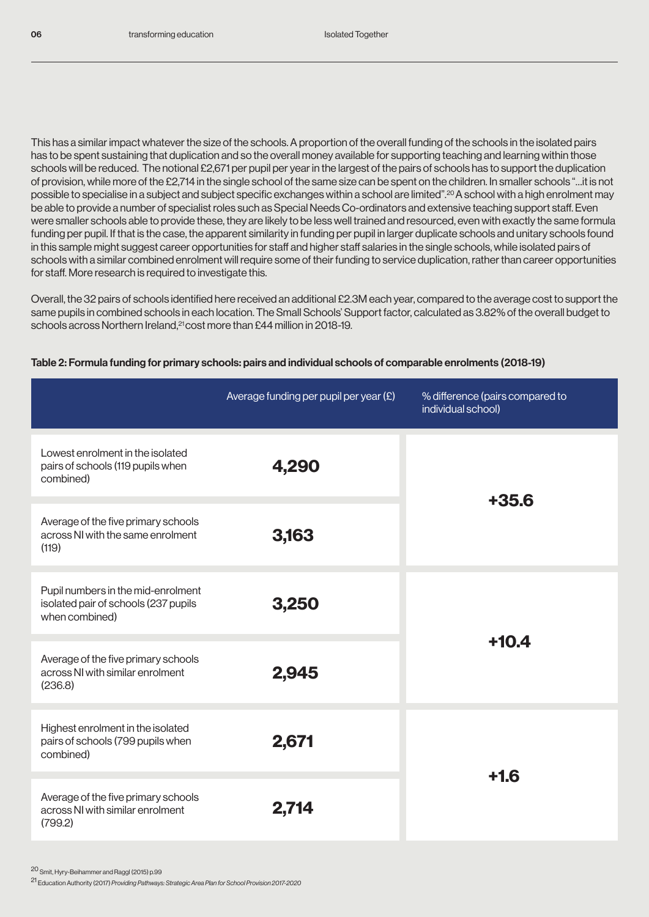This has a similar impact whatever the size of the schools. A proportion of the overall funding of the schools in the isolated pairs has to be spent sustaining that duplication and so the overall money available for supporting teaching and learning within those schools will be reduced. The notional £2,671 per pupil per year in the largest of the pairs of schools has to support the duplication of provision, while more of the £2,714 in the single school of the same size can be spent on the children. In smaller schools "...it is not possible to specialise in a subject and subject specific exchanges within a school are limited".[20] A school with a high enrolment may be able to provide a number of specialist roles such as Special Needs Co-ordinators and extensive teaching support staff. Even were smaller schools able to provide these, they are likely to be less well trained and resourced, even with exactly the same formula funding per pupil. If that is the case, the apparent similarity in funding per pupil in larger duplicate schools and unitary schools found in this sample might suggest career opportunities for staff and higher staff salaries in the single schools, while isolated pairs of schools with a similar combined enrolment will require some of their funding to service duplication, rather than career opportunities for staff. More research is required to investigate this.

Overall, the 32 pairs of schools identified here received an additional £2.3M each year, compared to the average cost to support the same pupils in combined schools in each location. The Small Schools' Support factor, calculated as 3.82% of the overall budget to schools across Northern Ireland,[21] cost more than £44 million in 2018-19.

**Table 2: Formula funding for primary schools: pairs and individual schools of comparable enrolments (2018-19)**

| | Average funding per pupil per year (£) | % difference (pairs compared to individual school) |
|---|---|---|
| Lowest enrolment in the isolated pairs of schools (119 pupils when combined) | **4,290** | **+35.6** |
| Average of the five primary schools across NI with the same enrolment (119) | **3,163** | |
| Pupil numbers in the mid-enrolment isolated pair of schools (237 pupils when combined) | **3,250** | **+10.4** |
| Average of the five primary schools across NI with similar enrolment (236.8) | **2,945** | |
| Highest enrolment in the isolated pairs of schools (799 pupils when combined) | **2,671** | **+1.6** |
| Average of the five primary schools across NI with similar enrolment (799.2) | **2,714** | |

[20] Smit, Hyry-Beihammer and Raggl (2015) p.99

[21] Education Authority (2017) *Providing Pathways: Strategic Area Plan for School Provision 2017-2020*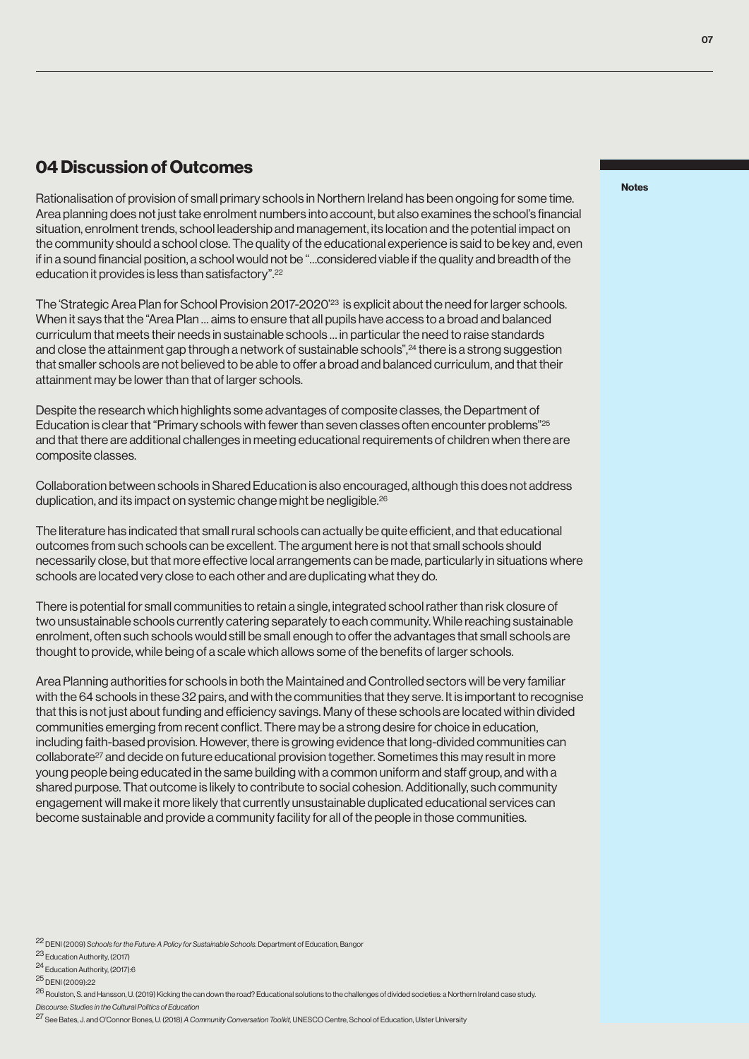## 04 Discussion of Outcomes

Rationalisation of provision of small primary schools in Northern Ireland has been ongoing for some time. Area planning does not just take enrolment numbers into account, but also examines the school's financial situation, enrolment trends, school leadership and management, its location and the potential impact on the community should a school close. The quality of the educational experience is said to be key and, even if in a sound financial position, a school would not be "...considered viable if the quality and breadth of the education it provides is less than satisfactory".[22]

The 'Strategic Area Plan for School Provision 2017-2020'[23] is explicit about the need for larger schools. When it says that the "Area Plan ... aims to ensure that all pupils have access to a broad and balanced curriculum that meets their needs in sustainable schools ... in particular the need to raise standards and close the attainment gap through a network of sustainable schools",[24] there is a strong suggestion that smaller schools are not believed to be able to offer a broad and balanced curriculum, and that their attainment may be lower than that of larger schools.

Despite the research which highlights some advantages of composite classes, the Department of Education is clear that "Primary schools with fewer than seven classes often encounter problems"[25] and that there are additional challenges in meeting educational requirements of children when there are composite classes.

Collaboration between schools in Shared Education is also encouraged, although this does not address duplication, and its impact on systemic change might be negligible.[26]

The literature has indicated that small rural schools can actually be quite efficient, and that educational outcomes from such schools can be excellent. The argument here is not that small schools should necessarily close, but that more effective local arrangements can be made, particularly in situations where schools are located very close to each other and are duplicating what they do.

There is potential for small communities to retain a single, integrated school rather than risk closure of two unsustainable schools currently catering separately to each community. While reaching sustainable enrolment, often such schools would still be small enough to offer the advantages that small schools are thought to provide, while being of a scale which allows some of the benefits of larger schools.

Area Planning authorities for schools in both the Maintained and Controlled sectors will be very familiar with the 64 schools in these 32 pairs, and with the communities that they serve. It is important to recognise that this is not just about funding and efficiency savings. Many of these schools are located within divided communities emerging from recent conflict. There may be a strong desire for choice in education, including faith-based provision. However, there is growing evidence that long-divided communities can collaborate[27] and decide on future educational provision together. Sometimes this may result in more young people being educated in the same building with a common uniform and staff group, and with a shared purpose. That outcome is likely to contribute to social cohesion. Additionally, such community engagement will make it more likely that currently unsustainable duplicated educational services can become sustainable and provide a community facility for all of the people in those communities.

**Notes**

[22] DENI (2009) *Schools for the Future: A Policy for Sustainable Schools*. Department of Education, Bangor

[23] Education Authority, (2017)

[24] Education Authority, (2017):6

[25] DENI (2009):22

[26] Roulston, S. and Hansson, U. (2019) Kicking the can down the road? Educational solutions to the challenges of divided societies: a Northern Ireland case study. *Discourse: Studies in the Cultural Politics of Education*

[27] See Bates, J. and O'Connor Bones, U. (2018) *A Community Conversation Toolkit*, UNESCO Centre, School of Education, Ulster University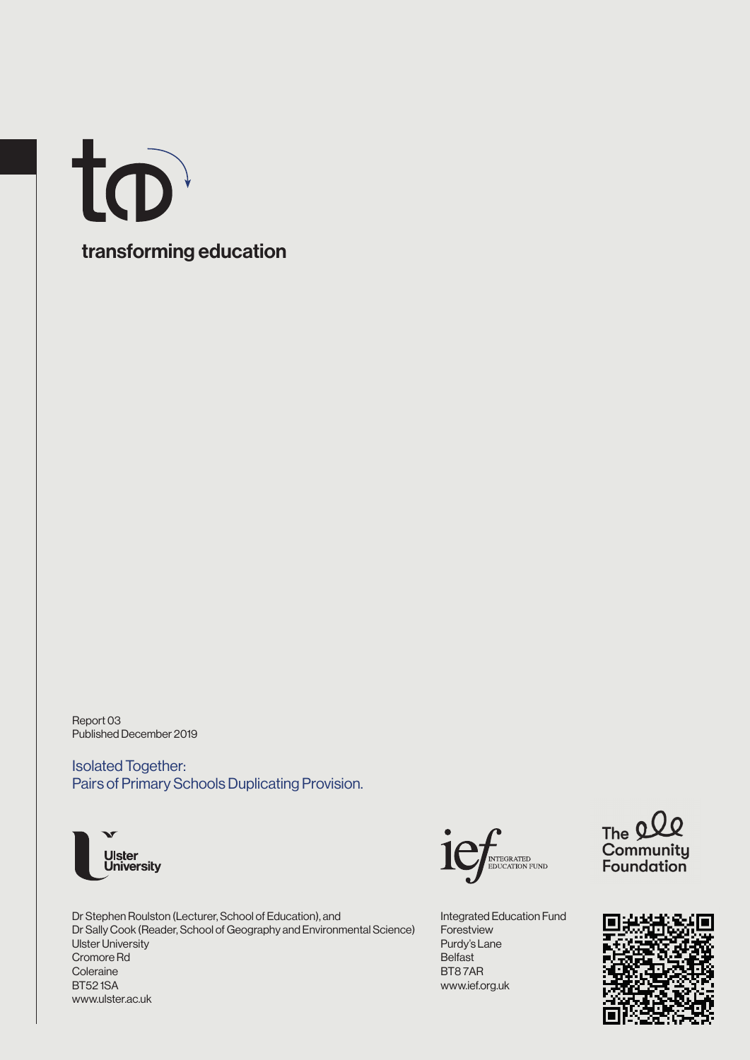transforming education

Report 03
Published December 2019

Isolated Together:
Pairs of Primary Schools Duplicating Provision.

Ulster University

INTEGRATED EDUCATION FUND

The Community Foundation

Dr Stephen Roulston (Lecturer, School of Education), and
Dr Sally Cook (Reader, School of Geography and Environmental Science)
Ulster University
Cromore Rd
Coleraine
BT52 1SA
www.ulster.ac.uk

Integrated Education Fund
Forestview
Purdy's Lane
Belfast
BT8 7AR
www.ief.org.uk